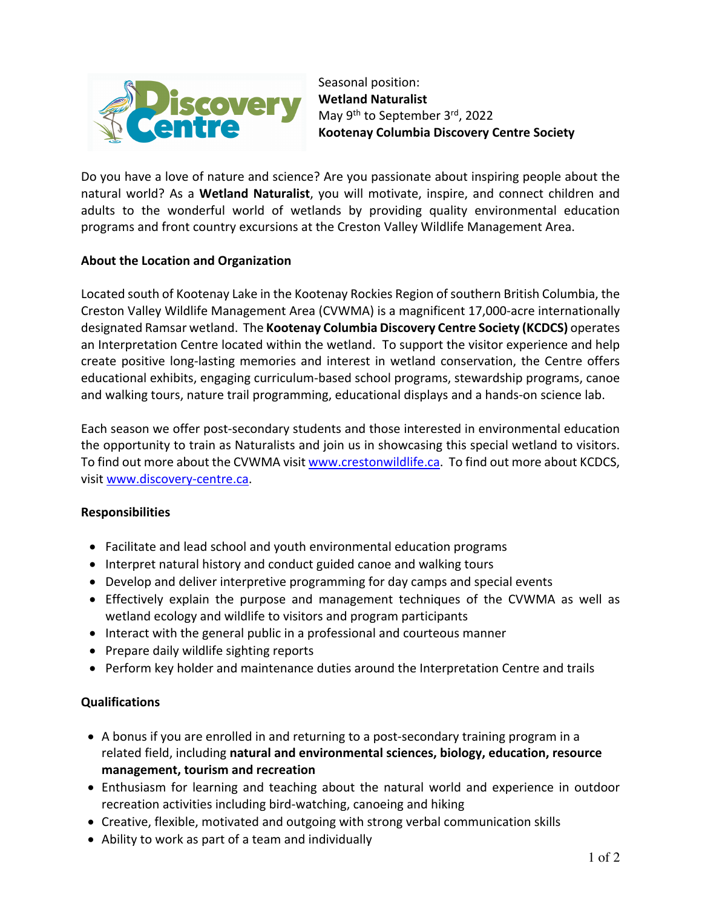Seasonal position:
**Wetland Naturalist**
May 9th to September 3rd, 2022
**Kootenay Columbia Discovery Centre Society**

Do you have a love of nature and science? Are you passionate about inspiring people about the natural world? As a **Wetland Naturalist**, you will motivate, inspire, and connect children and adults to the wonderful world of wetlands by providing quality environmental education programs and front country excursions at the Creston Valley Wildlife Management Area.

**About the Location and Organization**

Located south of Kootenay Lake in the Kootenay Rockies Region of southern British Columbia, the Creston Valley Wildlife Management Area (CVWMA) is a magnificent 17,000-acre internationally designated Ramsar wetland. The **Kootenay Columbia Discovery Centre Society (KCDCS)** operates an Interpretation Centre located within the wetland. To support the visitor experience and help create positive long-lasting memories and interest in wetland conservation, the Centre offers educational exhibits, engaging curriculum-based school programs, stewardship programs, canoe and walking tours, nature trail programming, educational displays and a hands-on science lab.

Each season we offer post-secondary students and those interested in environmental education the opportunity to train as Naturalists and join us in showcasing this special wetland to visitors. To find out more about the CVWMA visit www.crestonwildlife.ca. To find out more about KCDCS, visit www.discovery-centre.ca.

**Responsibilities**

- Facilitate and lead school and youth environmental education programs
- Interpret natural history and conduct guided canoe and walking tours
- Develop and deliver interpretive programming for day camps and special events
- Effectively explain the purpose and management techniques of the CVWMA as well as wetland ecology and wildlife to visitors and program participants
- Interact with the general public in a professional and courteous manner
- Prepare daily wildlife sighting reports
- Perform key holder and maintenance duties around the Interpretation Centre and trails

**Qualifications**

- A bonus if you are enrolled in and returning to a post-secondary training program in a related field, including **natural and environmental sciences, biology, education, resource management, tourism and recreation**
- Enthusiasm for learning and teaching about the natural world and experience in outdoor recreation activities including bird-watching, canoeing and hiking
- Creative, flexible, motivated and outgoing with strong verbal communication skills
- Ability to work as part of a team and individually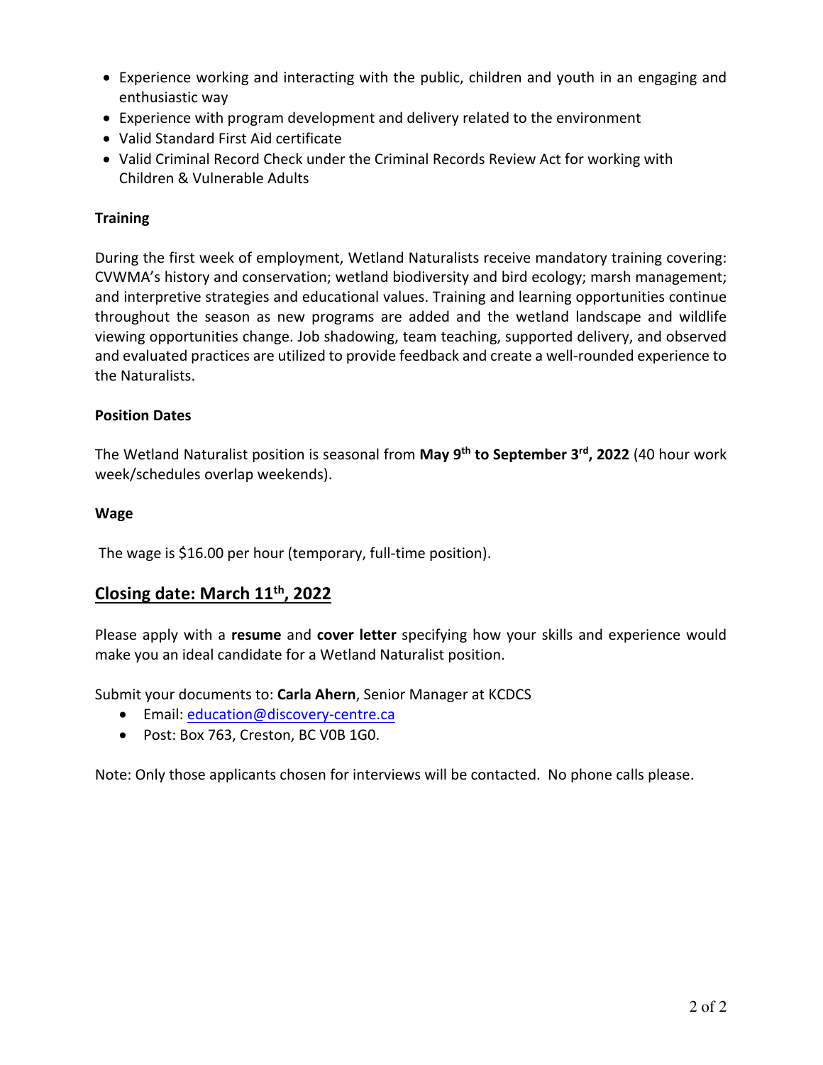- Experience working and interacting with the public, children and youth in an engaging and enthusiastic way
- Experience with program development and delivery related to the environment
- Valid Standard First Aid certificate
- Valid Criminal Record Check under the Criminal Records Review Act for working with Children & Vulnerable Adults

**Training**

During the first week of employment, Wetland Naturalists receive mandatory training covering: CVWMA's history and conservation; wetland biodiversity and bird ecology; marsh management; and interpretive strategies and educational values. Training and learning opportunities continue throughout the season as new programs are added and the wetland landscape and wildlife viewing opportunities change. Job shadowing, team teaching, supported delivery, and observed and evaluated practices are utilized to provide feedback and create a well-rounded experience to the Naturalists.

**Position Dates**

The Wetland Naturalist position is seasonal from **May 9th to September 3rd, 2022** (40 hour work week/schedules overlap weekends).

**Wage**

The wage is $16.00 per hour (temporary, full-time position).

## Closing date: March 11th, 2022

Please apply with a **resume** and **cover letter** specifying how your skills and experience would make you an ideal candidate for a Wetland Naturalist position.

Submit your documents to: **Carla Ahern**, Senior Manager at KCDCS

- Email: education@discovery-centre.ca
- Post: Box 763, Creston, BC V0B 1G0.

Note: Only those applicants chosen for interviews will be contacted. No phone calls please.